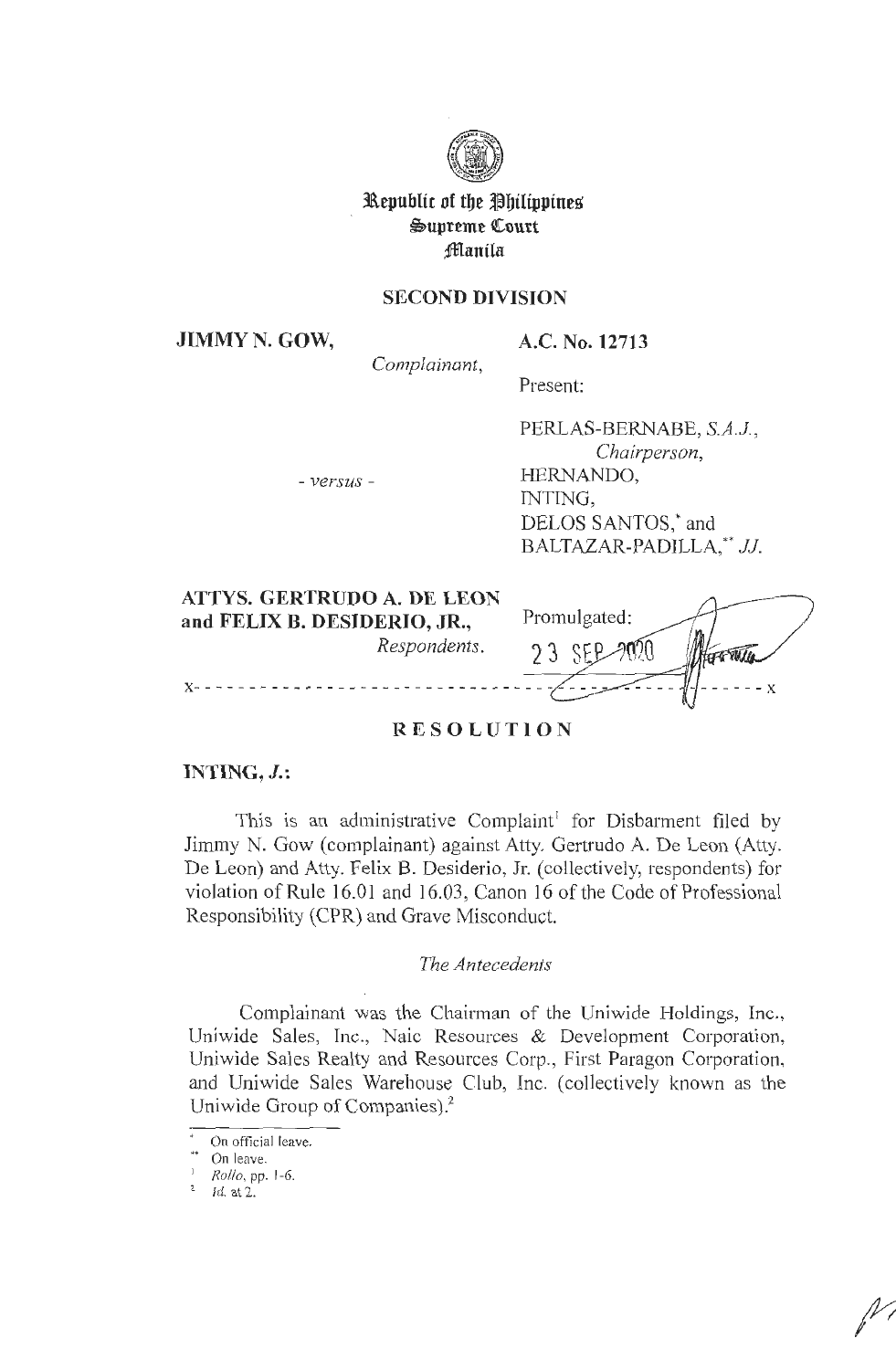Republic of the Philippines
Supreme Court
Manila

**SECOND DIVISION**

**JIMMY N. GOW,**
*Complainant,*

- *versus* -

**ATTYS. GERTRUDO A. DE LEON and FELIX B. DESIDERIO, JR.,**
*Respondents.*

**A.C. No. 12713**

Present:

PERLAS-BERNABE, *S.A.J.*,
*Chairperson*,
HERNANDO,
INTING,
DELOS SANTOS,* and
BALTAZAR-PADILLA,** *JJ.*

Promulgated:
23 SEP 2020

x-----------------------------------------------------------x

# RESOLUTION

**INTING, *J.*:**

This is an administrative Complaint[1] for Disbarment filed by Jimmy N. Gow (complainant) against Atty. Gertrudo A. De Leon (Atty. De Leon) and Atty. Felix B. Desiderio, Jr. (collectively, respondents) for violation of Rule 16.01 and 16.03, Canon 16 of the Code of Professional Responsibility (CPR) and Grave Misconduct.

*The Antecedents*

Complainant was the Chairman of the Uniwide Holdings, Inc., Uniwide Sales, Inc., Naic Resources & Development Corporation, Uniwide Sales Realty and Resources Corp., First Paragon Corporation, and Uniwide Sales Warehouse Club, Inc. (collectively known as the Uniwide Group of Companies).[2]

---

\* On official leave.

\*\* On leave.

[1] *Rollo*, pp. 1-6.

[2] *Id.* at 2.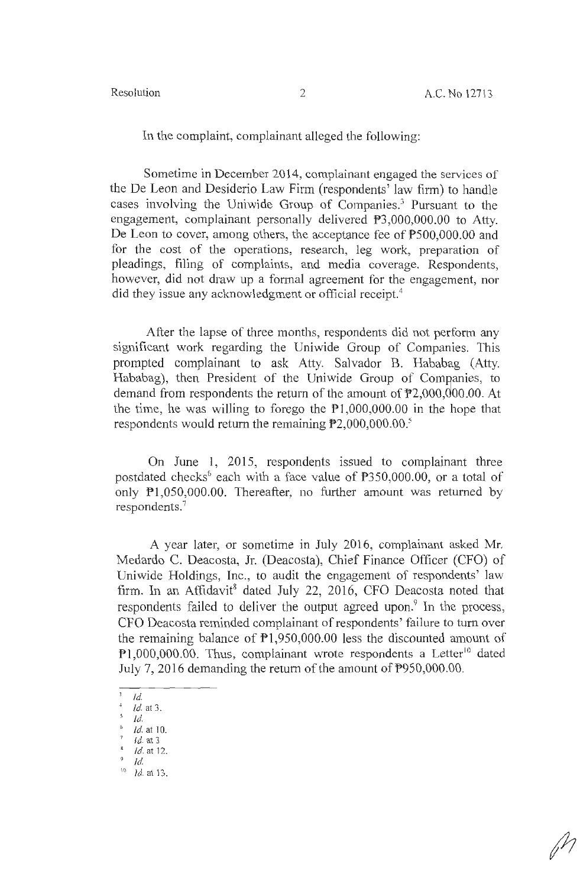In the complaint, complainant alleged the following:

Sometime in December 2014, complainant engaged the services of the De Leon and Desiderio Law Firm (respondents' law firm) to handle cases involving the Uniwide Group of Companies.[3] Pursuant to the engagement, complainant personally delivered ₱3,000,000.00 to Atty. De Leon to cover, among others, the acceptance fee of ₱500,000.00 and for the cost of the operations, research, leg work, preparation of pleadings, filing of complaints, and media coverage. Respondents, however, did not draw up a formal agreement for the engagement, nor did they issue any acknowledgment or official receipt.[4]

After the lapse of three months, respondents did not perform any significant work regarding the Uniwide Group of Companies. This prompted complainant to ask Atty. Salvador B. Hababag (Atty. Hababag), then President of the Uniwide Group of Companies, to demand from respondents the return of the amount of ₱2,000,000.00. At the time, he was willing to forego the ₱1,000,000.00 in the hope that respondents would return the remaining ₱2,000,000.00.[5]

On June 1, 2015, respondents issued to complainant three postdated checks[6] each with a face value of ₱350,000.00, or a total of only ₱1,050,000.00. Thereafter, no further amount was returned by respondents.[7]

A year later, or sometime in July 2016, complainant asked Mr. Medardo C. Deacosta, Jr. (Deacosta), Chief Finance Officer (CFO) of Uniwide Holdings, Inc., to audit the engagement of respondents' law firm. In an Affidavit[8] dated July 22, 2016, CFO Deacosta noted that respondents failed to deliver the output agreed upon.[9] In the process, CFO Deacosta reminded complainant of respondents' failure to turn over the remaining balance of ₱1,950,000.00 less the discounted amount of ₱1,000,000.00. Thus, complainant wrote respondents a Letter[10] dated July 7, 2016 demanding the return of the amount of ₱950,000.00.

---

[3] *Id.*

[4] *Id.* at 3.

[5] *Id.*

[6] *Id.* at 10.

[7] *Id.* at 3

[8] *Id.* at 12.

[9] *Id.*

[10] *Id.* at 13.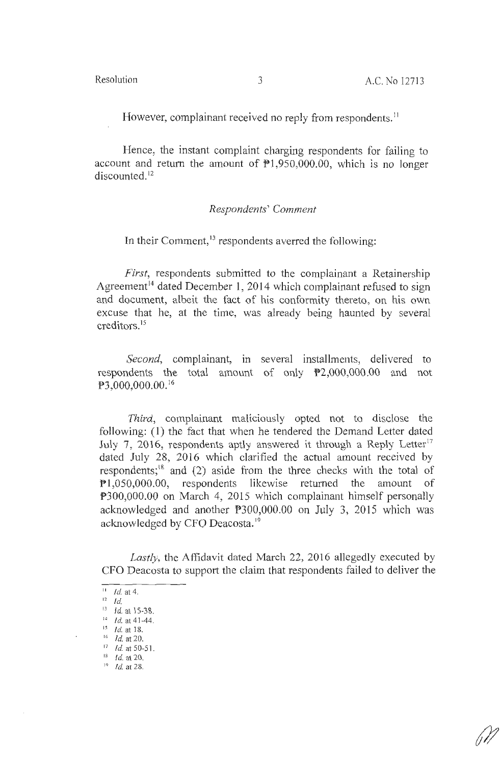However, complainant received no reply from respondents.[11]

Hence, the instant complaint charging respondents for failing to account and return the amount of ₱1,950,000.00, which is no longer discounted.[12]

*Respondents' Comment*

In their Comment,[13] respondents averred the following:

*First*, respondents submitted to the complainant a Retainership Agreement[14] dated December 1, 2014 which complainant refused to sign and document, albeit the fact of his conformity thereto, on his own excuse that he, at the time, was already being haunted by several creditors.[15]

*Second*, complainant, in several installments, delivered to respondents the total amount of only ₱2,000,000.00 and not ₱3,000,000.00.[16]

*Third*, complainant maliciously opted not to disclose the following: (1) the fact that when he tendered the Demand Letter dated July 7, 2016, respondents aptly answered it through a Reply Letter[17] dated July 28, 2016 which clarified the actual amount received by respondents;[18] and (2) aside from the three checks with the total of ₱1,050,000.00, respondents likewise returned the amount of ₱300,000.00 on March 4, 2015 which complainant himself personally acknowledged and another ₱300,000.00 on July 3, 2015 which was acknowledged by CFO Deacosta.[19]

*Lastly*, the Affidavit dated March 22, 2016 allegedly executed by CFO Deacosta to support the claim that respondents failed to deliver the

---

[11] *Id.* at 4.
[12] *Id.*
[13] *Id.* at 15-38.
[14] *Id.* at 41-44.
[15] *Id.* at 18.
[16] *Id.* at 20.
[17] *Id.* at 50-51.
[18] *Id.* at 20.
[19] *Id.* at 28.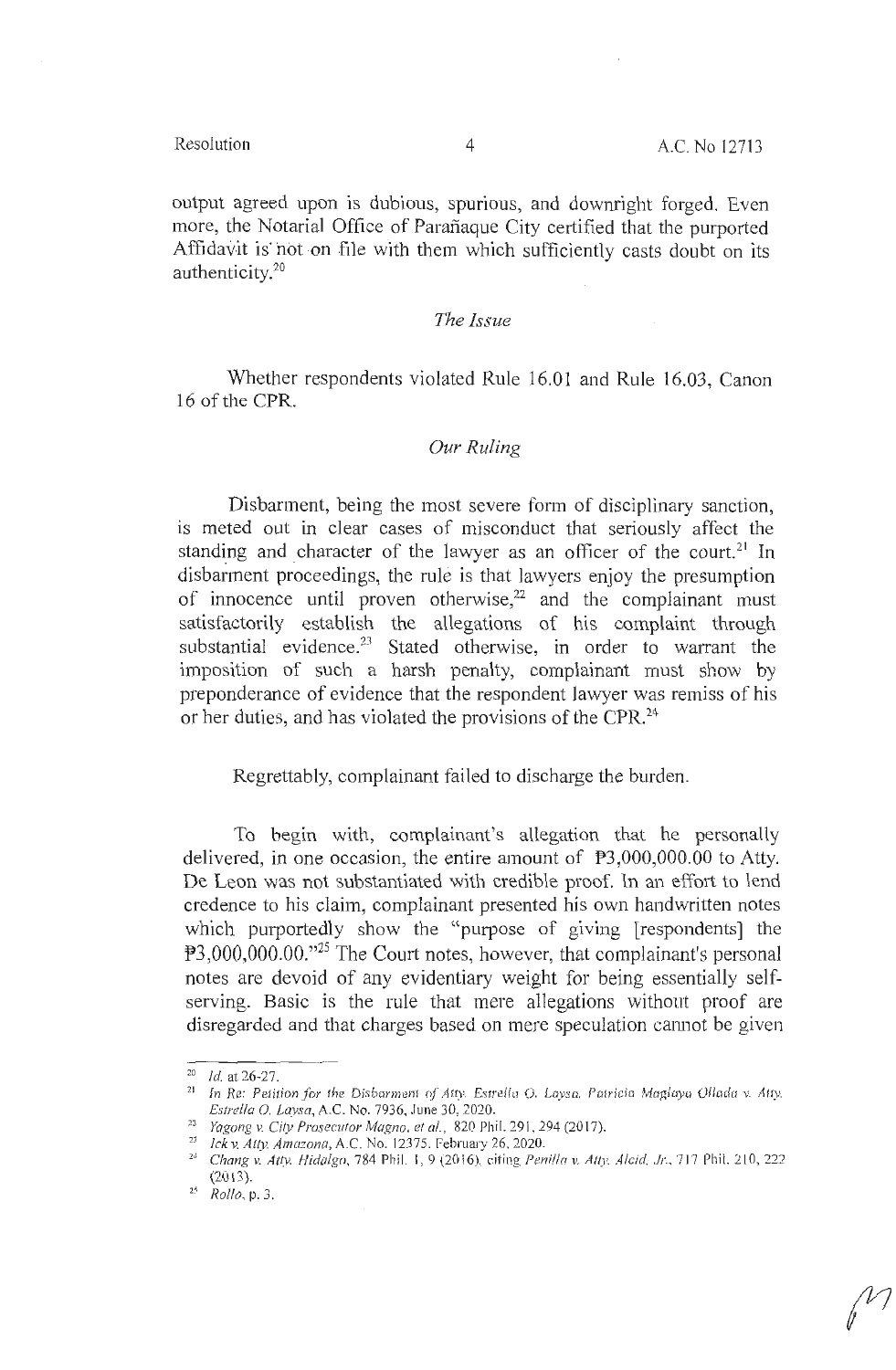output agreed upon is dubious, spurious, and downright forged. Even more, the Notarial Office of Parañaque City certified that the purported Affidavit is not on file with them which sufficiently casts doubt on its authenticity.[20]

### *The Issue*

Whether respondents violated Rule 16.01 and Rule 16.03, Canon 16 of the CPR.

### *Our Ruling*

Disbarment, being the most severe form of disciplinary sanction, is meted out in clear cases of misconduct that seriously affect the standing and character of the lawyer as an officer of the court.[21] In disbarment proceedings, the rule is that lawyers enjoy the presumption of innocence until proven otherwise,[22] and the complainant must satisfactorily establish the allegations of his complaint through substantial evidence.[23] Stated otherwise, in order to warrant the imposition of such a harsh penalty, complainant must show by preponderance of evidence that the respondent lawyer was remiss of his or her duties, and has violated the provisions of the CPR.[24]

Regrettably, complainant failed to discharge the burden.

To begin with, complainant's allegation that he personally delivered, in one occasion, the entire amount of ₱3,000,000.00 to Atty. De Leon was not substantiated with credible proof. In an effort to lend credence to his claim, complainant presented his own handwritten notes which purportedly show the "purpose of giving [respondents] the ₱3,000,000.00."[25] The Court notes, however, that complainant's personal notes are devoid of any evidentiary weight for being essentially self-serving. Basic is the rule that mere allegations without proof are disregarded and that charges based on mere speculation cannot be given

---

[20] *Id.* at 26-27.

[21] *In Re: Petition for the Disbarment of Atty. Estrella O. Laysa, Patricia Maglaya Ollada v. Atty. Estrella O. Laysa*, A.C. No. 7936, June 30, 2020.

[22] *Yagong v. City Prosecutor Magno, et al.*, 820 Phil. 291, 294 (2017).

[23] *Ick v. Atty. Amazona*, A.C. No. 12375, February 26, 2020.

[24] *Chang v. Atty. Hidalgo*, 784 Phil. 1, 9 (2016), citing *Penilla v. Atty. Alcid, Jr.*, 717 Phil. 210, 222 (2013).

[25] *Rollo*, p. 3.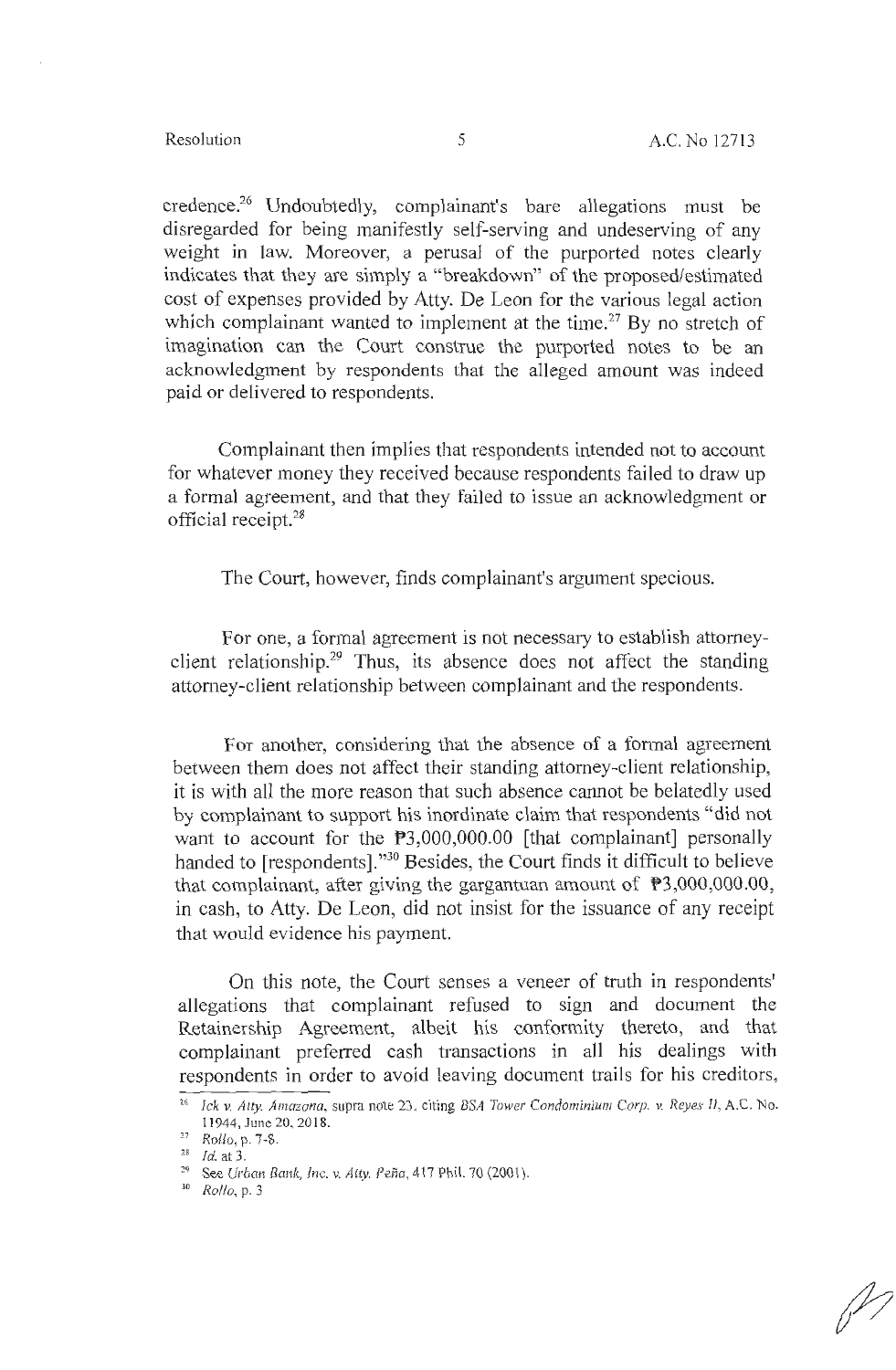credence.[26] Undoubtedly, complainant's bare allegations must be disregarded for being manifestly self-serving and undeserving of any weight in law. Moreover, a perusal of the purported notes clearly indicates that they are simply a "breakdown" of the proposed/estimated cost of expenses provided by Atty. De Leon for the various legal action which complainant wanted to implement at the time.[27] By no stretch of imagination can the Court construe the purported notes to be an acknowledgment by respondents that the alleged amount was indeed paid or delivered to respondents.

Complainant then implies that respondents intended not to account for whatever money they received because respondents failed to draw up a formal agreement, and that they failed to issue an acknowledgment or official receipt.[28]

The Court, however, finds complainant's argument specious.

For one, a formal agreement is not necessary to establish attorney-client relationship.[29] Thus, its absence does not affect the standing attorney-client relationship between complainant and the respondents.

For another, considering that the absence of a formal agreement between them does not affect their standing attorney-client relationship, it is with all the more reason that such absence cannot be belatedly used by complainant to support his inordinate claim that respondents "did not want to account for the ₱3,000,000.00 [that complainant] personally handed to [respondents]."[30] Besides, the Court finds it difficult to believe that complainant, after giving the gargantuan amount of ₱3,000,000.00, in cash, to Atty. De Leon, did not insist for the issuance of any receipt that would evidence his payment.

On this note, the Court senses a veneer of truth in respondents' allegations that complainant refused to sign and document the Retainership Agreement, albeit his conformity thereto, and that complainant preferred cash transactions in all his dealings with respondents in order to avoid leaving document trails for his creditors,

---

[26] *Ick v. Atty. Amazona*, supra note 23, citing *BSA Tower Condominium Corp. v. Reyes II*, A.C. No. 11944, June 20, 2018.

[27] *Rollo*, p. 7-8.

[28] *Id.* at 3.

[29] See *Urban Bank, Inc. v. Atty. Peña*, 417 Phil. 70 (2001).

[30] *Rollo*, p. 3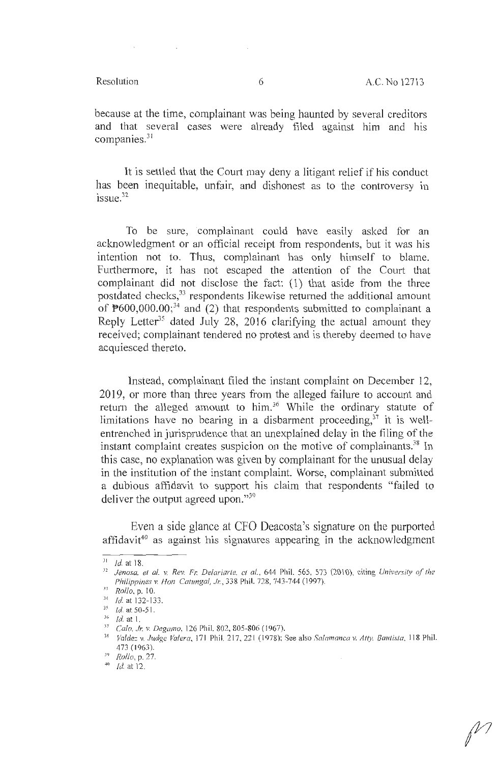because at the time, complainant was being haunted by several creditors and that several cases were already filed against him and his companies.[31]

It is settled that the Court may deny a litigant relief if his conduct has been inequitable, unfair, and dishonest as to the controversy in issue.[32]

To be sure, complainant could have easily asked for an acknowledgment or an official receipt from respondents, but it was his intention not to. Thus, complainant has only himself to blame. Furthermore, it has not escaped the attention of the Court that complainant did not disclose the fact: (1) that aside from the three postdated checks,[33] respondents likewise returned the additional amount of ₱600,000.00;[34] and (2) that respondents submitted to complainant a Reply Letter[35] dated July 28, 2016 clarifying the actual amount they received; complainant tendered no protest and is thereby deemed to have acquiesced thereto.

Instead, complainant filed the instant complaint on December 12, 2019, or more than three years from the alleged failure to account and return the alleged amount to him.[36] While the ordinary statute of limitations have no bearing in a disbarment proceeding,[37] it is well-entrenched in jurisprudence that an unexplained delay in the filing of the instant complaint creates suspicion on the motive of complainants.[38] In this case, no explanation was given by complainant for the unusual delay in the institution of the instant complaint. Worse, complainant submitted a dubious affidavit to support his claim that respondents "failed to deliver the output agreed upon."[39]

Even a side glance at CFO Deacosta's signature on the purported affidavit[40] as against his signatures appearing in the acknowledgment

---

[31] *Id.* at 18.

[32] *Jenosa, et al. v. Rev. Fr. Delariarte, et al.*, 644 Phil. 565, 573 (2010), citing *University of the Philippines v. Hon. Catungal, Jr.*, 338 Phil. 728, 743-744 (1997).

[33] *Rollo*, p. 10.

[34] *Id.* at 132-133.

[35] *Id.* at 50-51.

[36] *Id.* at 1.

[37] *Calo, Jr. v. Degamo*, 126 Phil. 802, 805-806 (1967).

[38] *Valdez v. Judge Valera*, 171 Phil. 217, 221 (1978); See also *Salamanca v. Atty. Bautista*, 118 Phil. 473 (1963).

[39] *Rollo*, p. 27.

[40] *Id.* at 12.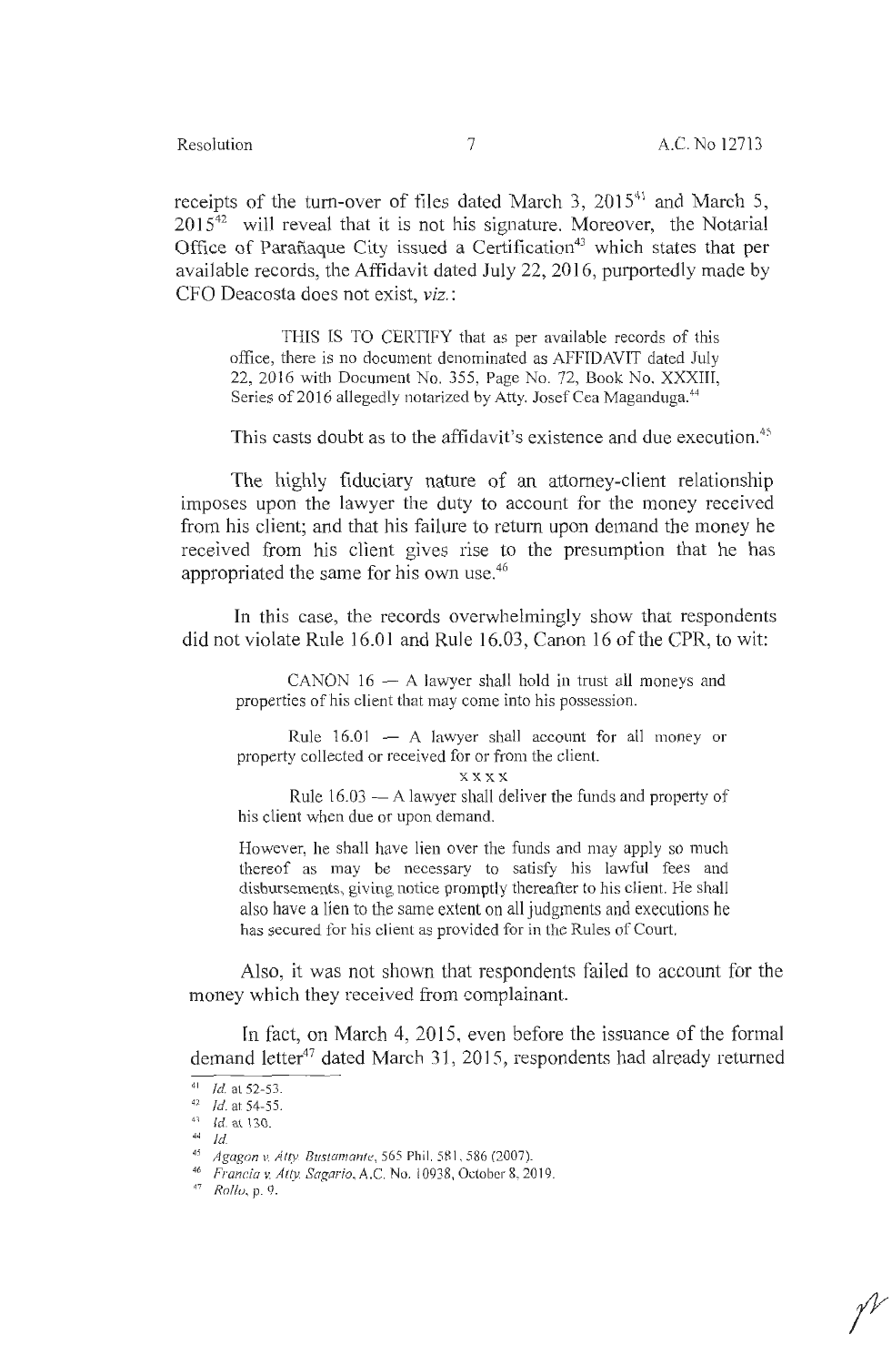receipts of the turn-over of files dated March 3, 2015[41] and March 5, 2015[42] will reveal that it is not his signature. Moreover, the Notarial Office of Parañaque City issued a Certification[43] which states that per available records, the Affidavit dated July 22, 2016, purportedly made by CFO Deacosta does not exist, *viz.*:

> THIS IS TO CERTIFY that as per available records of this office, there is no document denominated as AFFIDAVIT dated July 22, 2016 with Document No. 355, Page No. 72, Book No. XXXIII, Series of 2016 allegedly notarized by Atty. Josef Cea Maganduga.[44]

This casts doubt as to the affidavit's existence and due execution.[45]

The highly fiduciary nature of an attorney-client relationship imposes upon the lawyer the duty to account for the money received from his client; and that his failure to return upon demand the money he received from his client gives rise to the presumption that he has appropriated the same for his own use.[46]

In this case, the records overwhelmingly show that respondents did not violate Rule 16.01 and Rule 16.03, Canon 16 of the CPR, to wit:

> CANON 16 — A lawyer shall hold in trust all moneys and properties of his client that may come into his possession.
>
> Rule 16.01 — A lawyer shall account for all money or property collected or received for or from the client.
>
> x x x x
>
> Rule 16.03 — A lawyer shall deliver the funds and property of his client when due or upon demand.
>
> However, he shall have lien over the funds and may apply so much thereof as may be necessary to satisfy his lawful fees and disbursements, giving notice promptly thereafter to his client. He shall also have a lien to the same extent on all judgments and executions he has secured for his client as provided for in the Rules of Court.

Also, it was not shown that respondents failed to account for the money which they received from complainant.

In fact, on March 4, 2015, even before the issuance of the formal demand letter[47] dated March 31, 2015, respondents had already returned

---

[41] *Id.* at 52-53.

[42] *Id.* at 54-55.

[43] *Id.* at 130.

[44] *Id.*

[45] *Agagon v. Atty. Bustamante*, 565 Phil. 581, 586 (2007).

[46] *Francia v. Atty. Sagario*, A.C. No. 10938, October 8, 2019.

[47] *Rollo*, p. 9.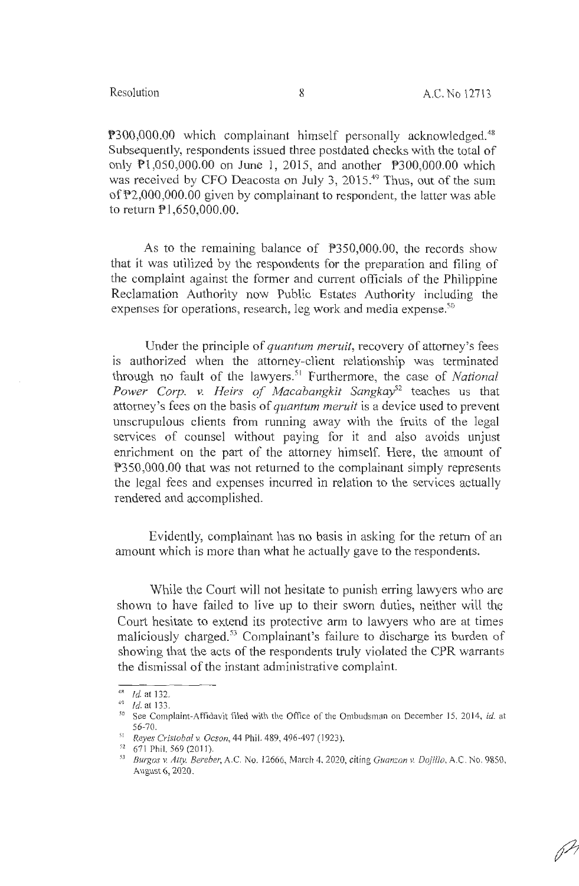₱300,000.00 which complainant himself personally acknowledged.[48] Subsequently, respondents issued three postdated checks with the total of only ₱1,050,000.00 on June 1, 2015, and another ₱300,000.00 which was received by CFO Deacosta on July 3, 2015.[49] Thus, out of the sum of ₱2,000,000.00 given by complainant to respondent, the latter was able to return ₱1,650,000.00.

As to the remaining balance of ₱350,000.00, the records show that it was utilized by the respondents for the preparation and filing of the complaint against the former and current officials of the Philippine Reclamation Authority now Public Estates Authority including the expenses for operations, research, leg work and media expense.[50]

Under the principle of *quantum meruit*, recovery of attorney's fees is authorized when the attorney-client relationship was terminated through no fault of the lawyers.[51] Furthermore, the case of *National Power Corp. v. Heirs of Macabangkit Sangkay*[52] teaches us that attorney's fees on the basis of *quantum meruit* is a device used to prevent unscrupulous clients from running away with the fruits of the legal services of counsel without paying for it and also avoids unjust enrichment on the part of the attorney himself. Here, the amount of ₱350,000.00 that was not returned to the complainant simply represents the legal fees and expenses incurred in relation to the services actually rendered and accomplished.

Evidently, complainant has no basis in asking for the return of an amount which is more than what he actually gave to the respondents.

While the Court will not hesitate to punish erring lawyers who are shown to have failed to live up to their sworn duties, neither will the Court hesitate to extend its protective arm to lawyers who are at times maliciously charged.[53] Complainant's failure to discharge its burden of showing that the acts of the respondents truly violated the CPR warrants the dismissal of the instant administrative complaint.

---

[48] *Id.* at 132.

[49] *Id.* at 133.

[50] See Complaint-Affidavit filed with the Office of the Ombudsman on December 15, 2014, *id.* at 56-70.

[51] *Reyes Cristobal v. Ocson*, 44 Phil. 489, 496-497 (1923).

[52] 671 Phil. 569 (2011).

[53] *Burgos v. Atty. Bereber*, A.C. No. 12666, March 4, 2020, citing *Guanzon v. Dojillo*, A.C. No. 9850, August 6, 2020.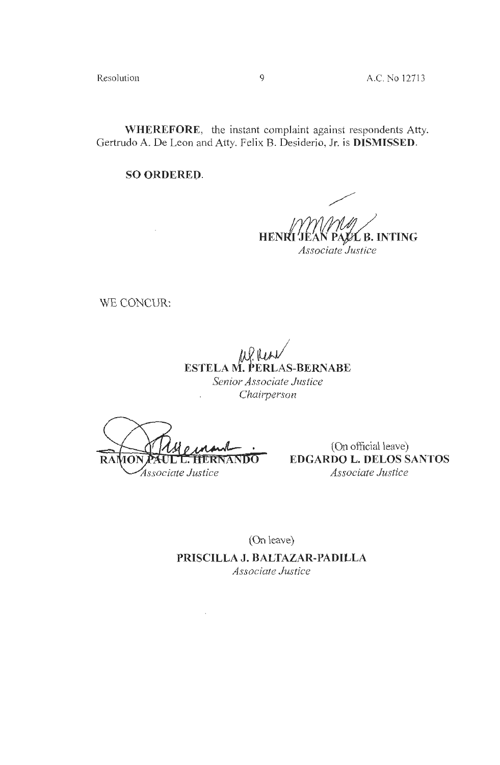**WHEREFORE**, the instant complaint against respondents Atty. Gertrudo A. De Leon and Atty. Felix B. Desiderio, Jr. is **DISMISSED**.

**SO ORDERED.**

**HENRI JEAN PAUL B. INTING**
*Associate Justice*

WE CONCUR:

**ESTELA M. PERLAS-BERNABE**
*Senior Associate Justice*
*Chairperson*

**RAMON PAUL L. HERNANDO**
*Associate Justice*

(On official leave)
**EDGARDO L. DELOS SANTOS**
*Associate Justice*

(On leave)
**PRISCILLA J. BALTAZAR-PADILLA**
*Associate Justice*